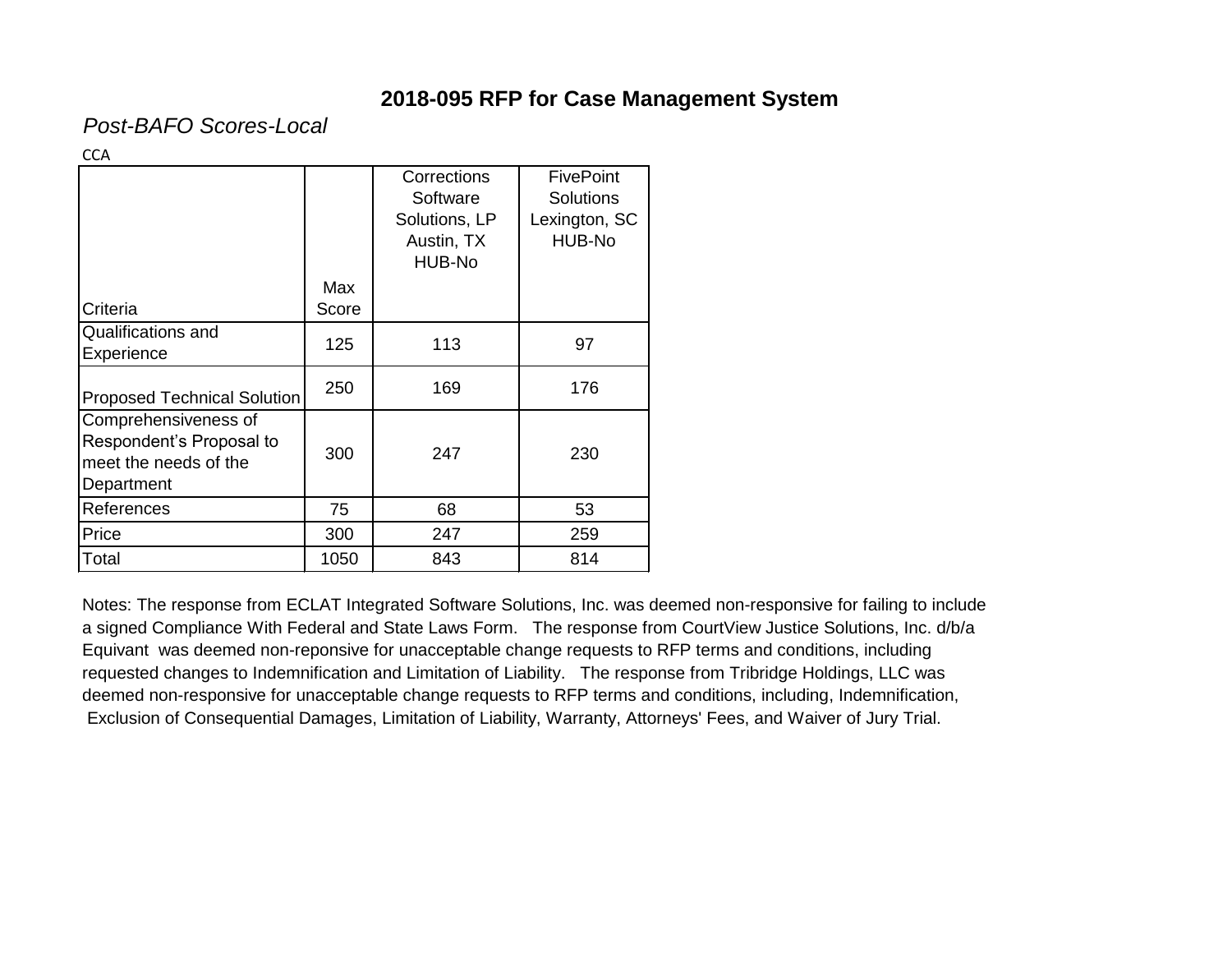# 2018-095 RFP for Case Management System

*Post-BAFO Scores-Local*

CCA

| Criteria | Max Score | Corrections Software Solutions, LP Austin, TX HUB-No | FivePoint Solutions Lexington, SC HUB-No |
|---|---|---|---|
| Qualifications and Experience | 125 | 113 | 97 |
| Proposed Technical Solution | 250 | 169 | 176 |
| Comprehensiveness of Respondent's Proposal to meet the needs of the Department | 300 | 247 | 230 |
| References | 75 | 68 | 53 |
| Price | 300 | 247 | 259 |
| Total | 1050 | 843 | 814 |

Notes: The response from ECLAT Integrated Software Solutions, Inc. was deemed non-responsive for failing to include a signed Compliance With Federal and State Laws Form. The response from CourtView Justice Solutions, Inc. d/b/a Equivant was deemed non-reponsive for unacceptable change requests to RFP terms and conditions, including requested changes to Indemnification and Limitation of Liability. The response from Tribridge Holdings, LLC was deemed non-responsive for unacceptable change requests to RFP terms and conditions, including, Indemnification, Exclusion of Consequential Damages, Limitation of Liability, Warranty, Attorneys' Fees, and Waiver of Jury Trial.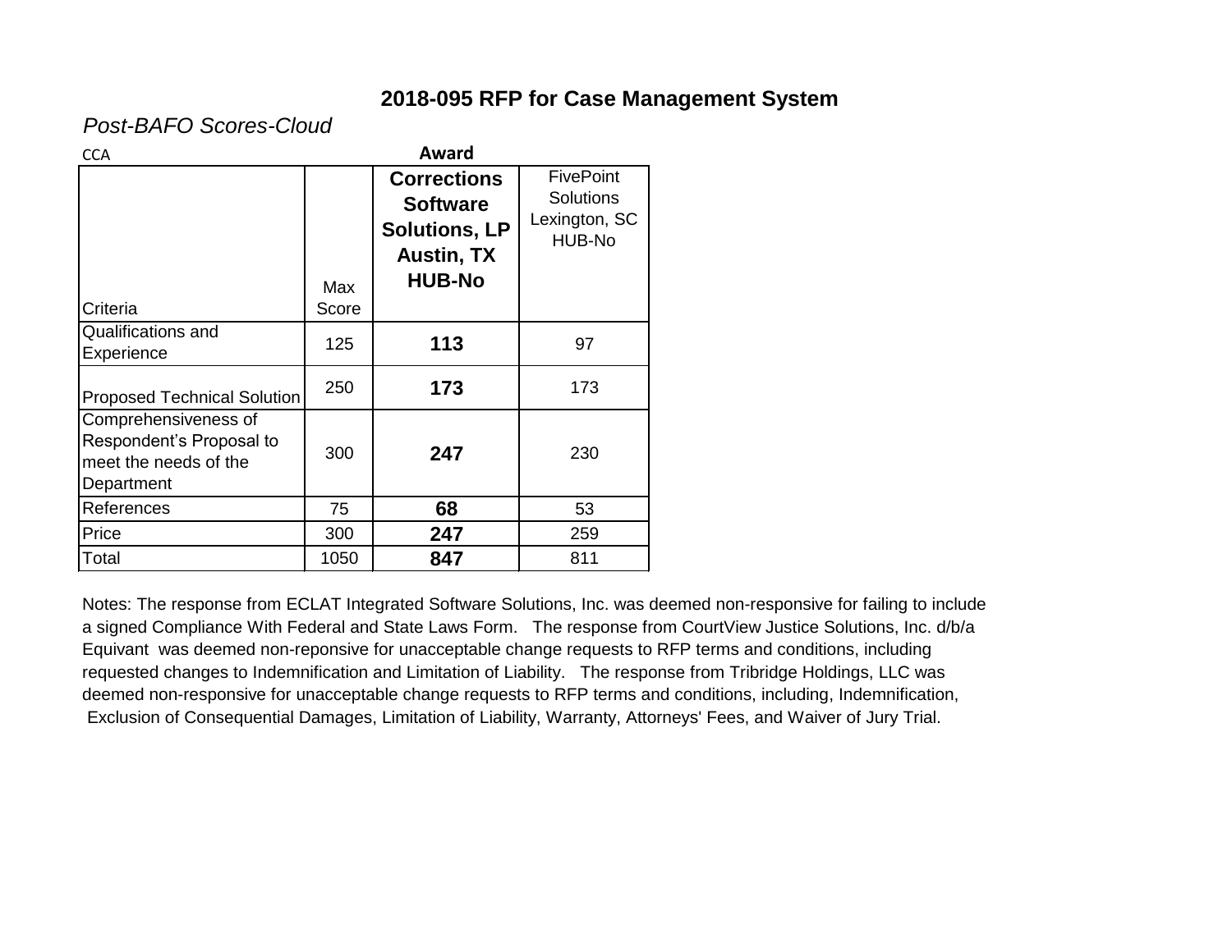# 2018-095 RFP for Case Management System

*Post-BAFO Scores-Cloud*

CCA

| Criteria | Max Score | **Award**<br>**Corrections Software Solutions, LP Austin, TX HUB-No** | FivePoint Solutions Lexington, SC HUB-No |
|---|---|---|---|
| Qualifications and Experience | 125 | **113** | 97 |
| Proposed Technical Solution | 250 | **173** | 173 |
| Comprehensiveness of Respondent's Proposal to meet the needs of the Department | 300 | **247** | 230 |
| References | 75 | **68** | 53 |
| Price | 300 | **247** | 259 |
| Total | 1050 | **847** | 811 |

Notes: The response from ECLAT Integrated Software Solutions, Inc. was deemed non-responsive for failing to include a signed Compliance With Federal and State Laws Form. The response from CourtView Justice Solutions, Inc. d/b/a Equivant was deemed non-reponsive for unacceptable change requests to RFP terms and conditions, including requested changes to Indemnification and Limitation of Liability. The response from Tribridge Holdings, LLC was deemed non-responsive for unacceptable change requests to RFP terms and conditions, including, Indemnification, Exclusion of Consequential Damages, Limitation of Liability, Warranty, Attorneys' Fees, and Waiver of Jury Trial.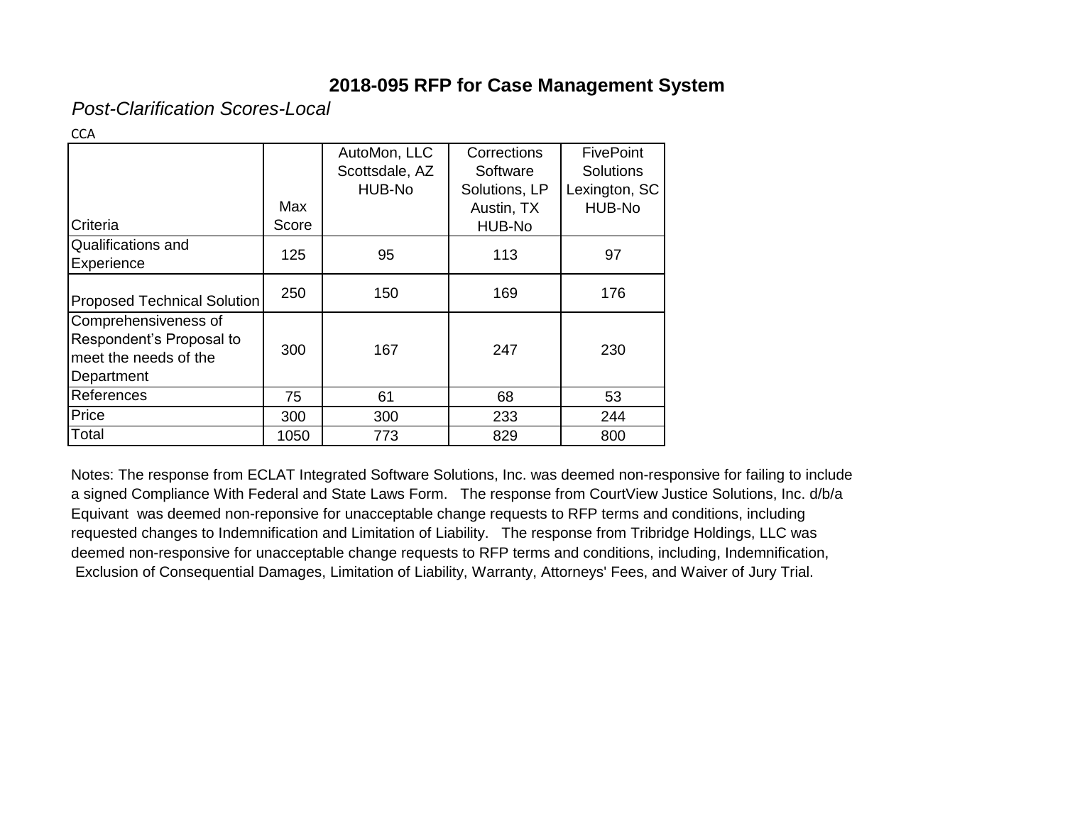# 2018-095 RFP for Case Management System

*Post-Clarification Scores-Local*

CCA

| Criteria | Max Score | AutoMon, LLC Scottsdale, AZ HUB-No | Corrections Software Solutions, LP Austin, TX HUB-No | FivePoint Solutions Lexington, SC HUB-No |
|---|---|---|---|---|
| Qualifications and Experience | 125 | 95 | 113 | 97 |
| Proposed Technical Solution | 250 | 150 | 169 | 176 |
| Comprehensiveness of Respondent's Proposal to meet the needs of the Department | 300 | 167 | 247 | 230 |
| References | 75 | 61 | 68 | 53 |
| Price | 300 | 300 | 233 | 244 |
| Total | 1050 | 773 | 829 | 800 |

Notes: The response from ECLAT Integrated Software Solutions, Inc. was deemed non-responsive for failing to include a signed Compliance With Federal and State Laws Form. The response from CourtView Justice Solutions, Inc. d/b/a Equivant was deemed non-reponsive for unacceptable change requests to RFP terms and conditions, including requested changes to Indemnification and Limitation of Liability. The response from Tribridge Holdings, LLC was deemed non-responsive for unacceptable change requests to RFP terms and conditions, including, Indemnification, Exclusion of Consequential Damages, Limitation of Liability, Warranty, Attorneys' Fees, and Waiver of Jury Trial.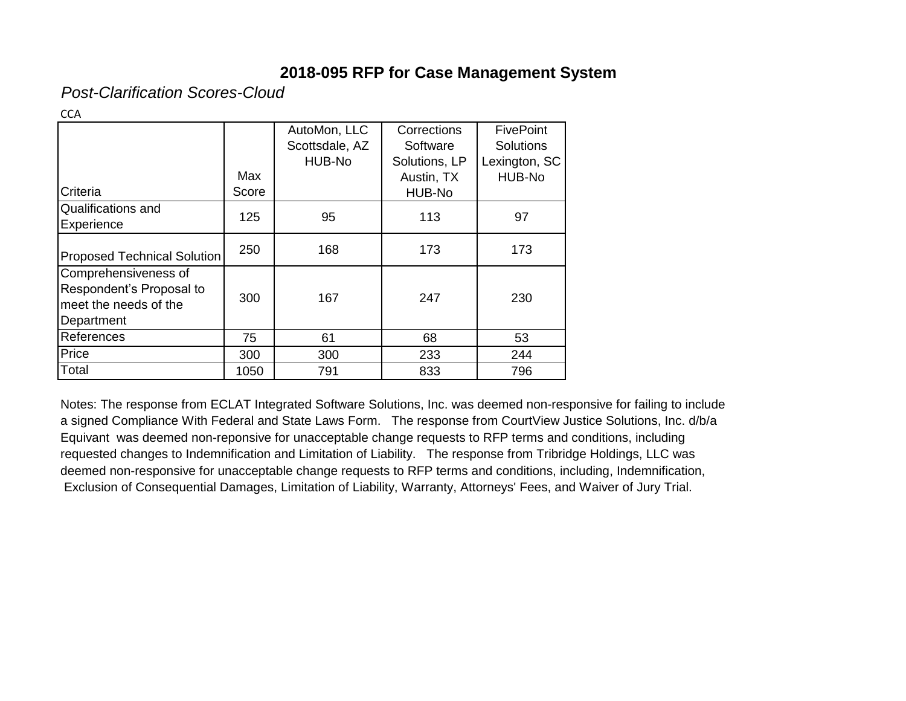# 2018-095 RFP for Case Management System

*Post-Clarification Scores-Cloud*

CCA

| Criteria | Max Score | AutoMon, LLC Scottsdale, AZ HUB-No | Corrections Software Solutions, LP Austin, TX HUB-No | FivePoint Solutions Lexington, SC HUB-No |
|---|---|---|---|---|
| Qualifications and Experience | 125 | 95 | 113 | 97 |
| Proposed Technical Solution | 250 | 168 | 173 | 173 |
| Comprehensiveness of Respondent's Proposal to meet the needs of the Department | 300 | 167 | 247 | 230 |
| References | 75 | 61 | 68 | 53 |
| Price | 300 | 300 | 233 | 244 |
| Total | 1050 | 791 | 833 | 796 |

Notes: The response from ECLAT Integrated Software Solutions, Inc. was deemed non-responsive for failing to include a signed Compliance With Federal and State Laws Form. The response from CourtView Justice Solutions, Inc. d/b/a Equivant was deemed non-reponsive for unacceptable change requests to RFP terms and conditions, including requested changes to Indemnification and Limitation of Liability. The response from Tribridge Holdings, LLC was deemed non-responsive for unacceptable change requests to RFP terms and conditions, including, Indemnification, Exclusion of Consequential Damages, Limitation of Liability, Warranty, Attorneys' Fees, and Waiver of Jury Trial.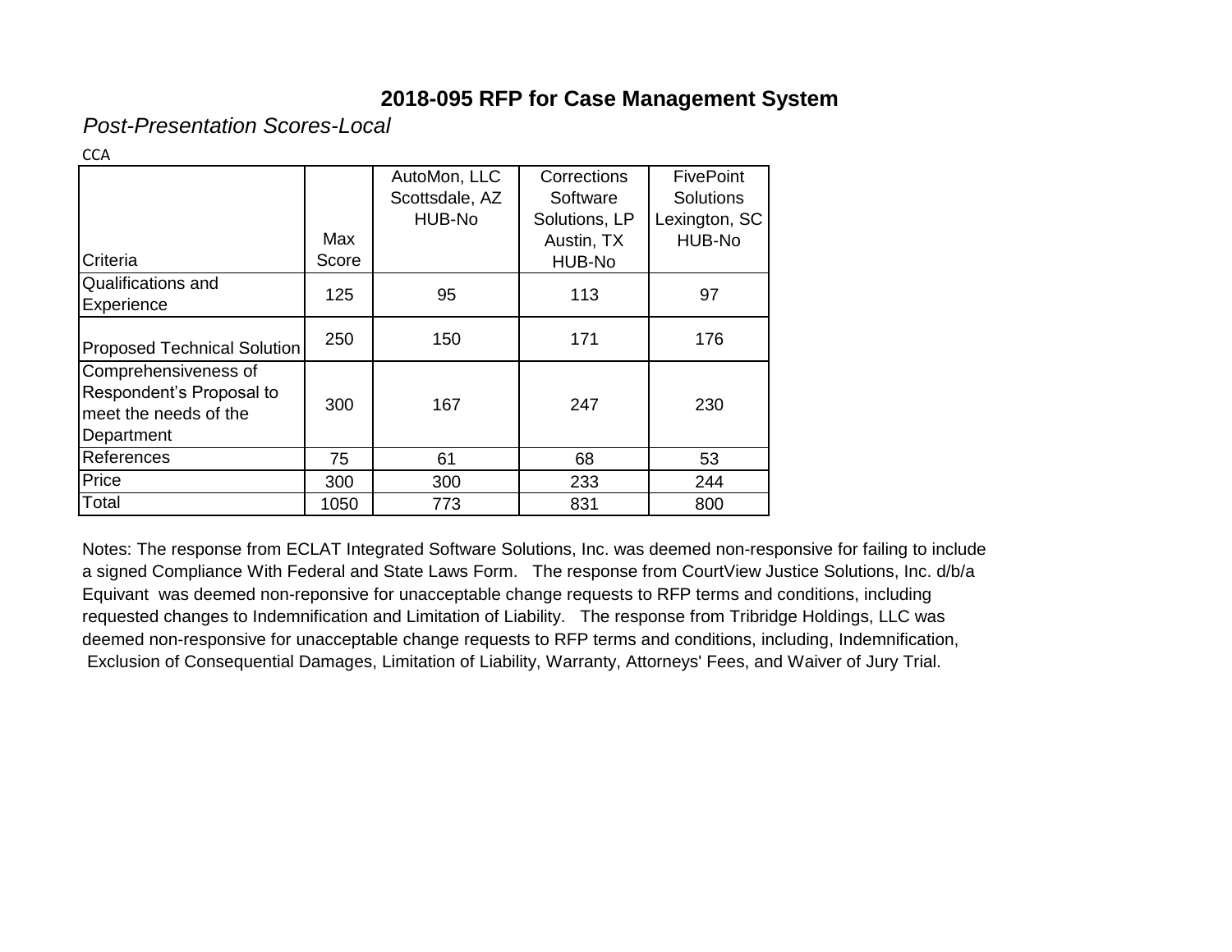## 2018-095 RFP for Case Management System

*Post-Presentation Scores-Local*

CCA

| Criteria | Max Score | AutoMon, LLC Scottsdale, AZ HUB-No | Corrections Software Solutions, LP Austin, TX HUB-No | FivePoint Solutions Lexington, SC HUB-No |
|---|---|---|---|---|
| Qualifications and Experience | 125 | 95 | 113 | 97 |
| Proposed Technical Solution | 250 | 150 | 171 | 176 |
| Comprehensiveness of Respondent's Proposal to meet the needs of the Department | 300 | 167 | 247 | 230 |
| References | 75 | 61 | 68 | 53 |
| Price | 300 | 300 | 233 | 244 |
| Total | 1050 | 773 | 831 | 800 |

Notes: The response from ECLAT Integrated Software Solutions, Inc. was deemed non-responsive for failing to include a signed Compliance With Federal and State Laws Form. The response from CourtView Justice Solutions, Inc. d/b/a Equivant was deemed non-reponsive for unacceptable change requests to RFP terms and conditions, including requested changes to Indemnification and Limitation of Liability. The response from Tribridge Holdings, LLC was deemed non-responsive for unacceptable change requests to RFP terms and conditions, including, Indemnification, Exclusion of Consequential Damages, Limitation of Liability, Warranty, Attorneys' Fees, and Waiver of Jury Trial.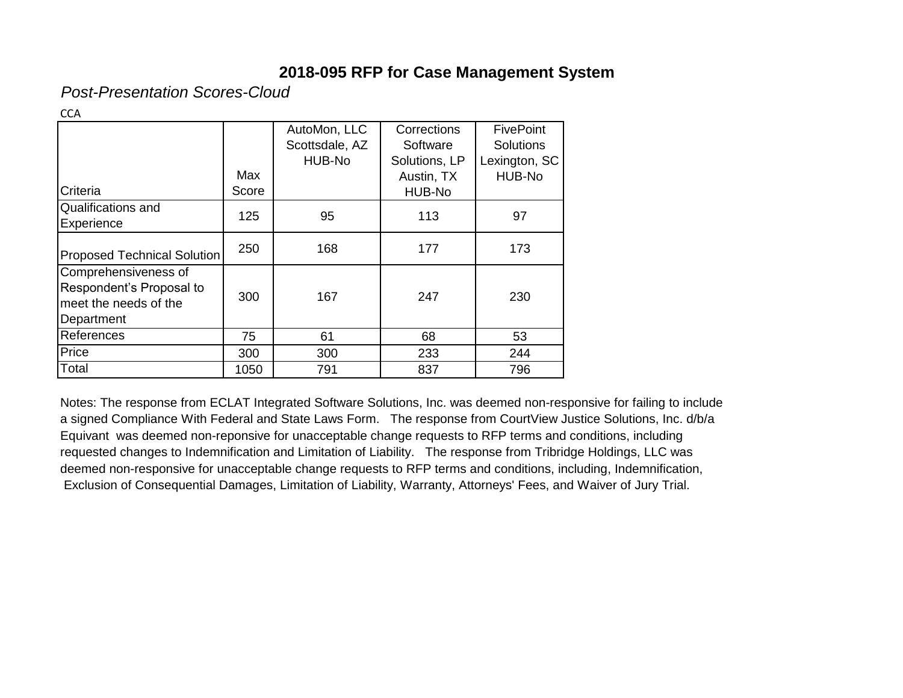# 2018-095 RFP for Case Management System

*Post-Presentation Scores-Cloud*

CCA

| Criteria | Max Score | AutoMon, LLC Scottsdale, AZ HUB-No | Corrections Software Solutions, LP Austin, TX HUB-No | FivePoint Solutions Lexington, SC HUB-No |
|---|---|---|---|---|
| Qualifications and Experience | 125 | 95 | 113 | 97 |
| Proposed Technical Solution | 250 | 168 | 177 | 173 |
| Comprehensiveness of Respondent's Proposal to meet the needs of the Department | 300 | 167 | 247 | 230 |
| References | 75 | 61 | 68 | 53 |
| Price | 300 | 300 | 233 | 244 |
| Total | 1050 | 791 | 837 | 796 |

Notes: The response from ECLAT Integrated Software Solutions, Inc. was deemed non-responsive for failing to include a signed Compliance With Federal and State Laws Form. The response from CourtView Justice Solutions, Inc. d/b/a Equivant was deemed non-reponsive for unacceptable change requests to RFP terms and conditions, including requested changes to Indemnification and Limitation of Liability. The response from Tribridge Holdings, LLC was deemed non-responsive for unacceptable change requests to RFP terms and conditions, including, Indemnification, Exclusion of Consequential Damages, Limitation of Liability, Warranty, Attorneys' Fees, and Waiver of Jury Trial.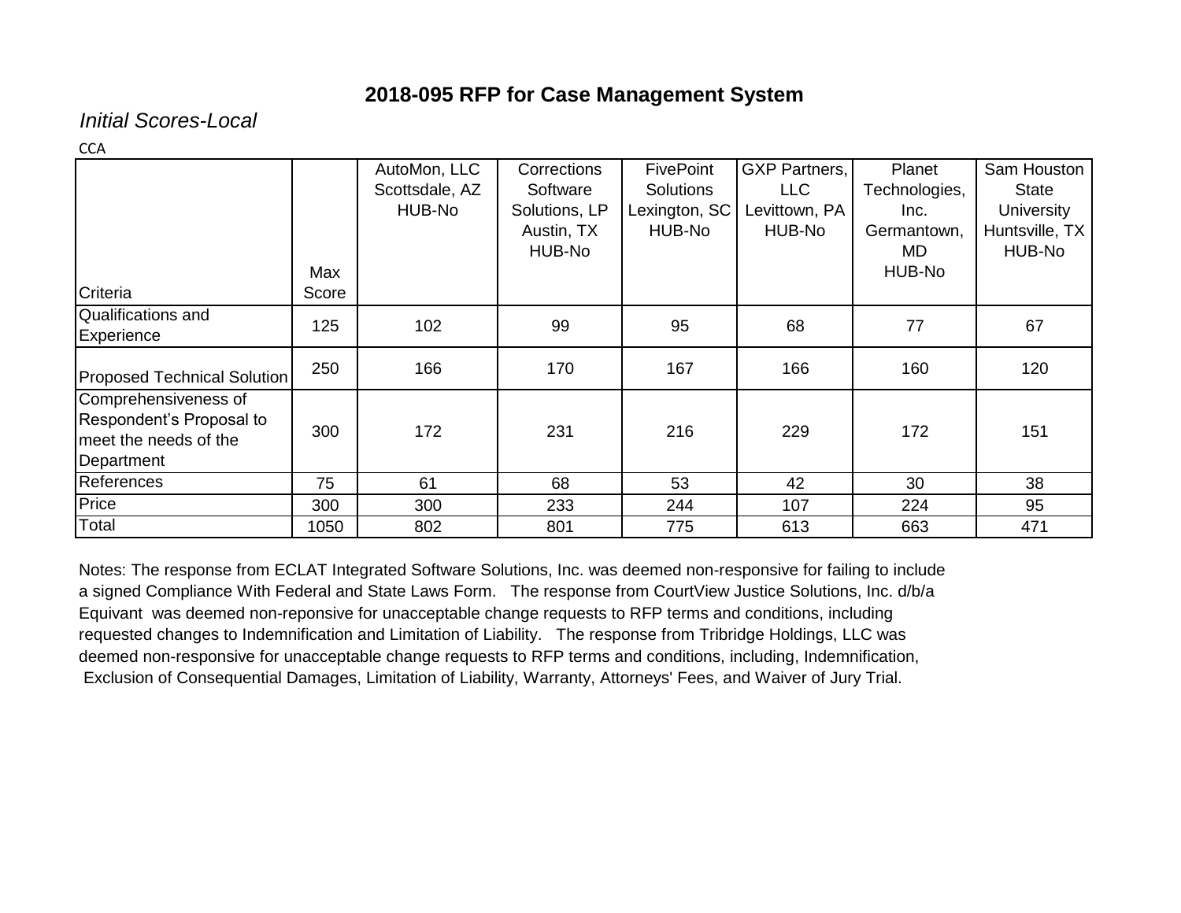## 2018-095 RFP for Case Management System

*Initial Scores-Local*

CCA

| Criteria | Max Score | AutoMon, LLC Scottsdale, AZ HUB-No | Corrections Software Solutions, LP Austin, TX HUB-No | FivePoint Solutions Lexington, SC HUB-No | GXP Partners, LLC Levittown, PA HUB-No | Planet Technologies, Inc. Germantown, MD HUB-No | Sam Houston State University Huntsville, TX HUB-No |
|---|---|---|---|---|---|---|---|
| Qualifications and Experience | 125 | 102 | 99 | 95 | 68 | 77 | 67 |
| Proposed Technical Solution | 250 | 166 | 170 | 167 | 166 | 160 | 120 |
| Comprehensiveness of Respondent's Proposal to meet the needs of the Department | 300 | 172 | 231 | 216 | 229 | 172 | 151 |
| References | 75 | 61 | 68 | 53 | 42 | 30 | 38 |
| Price | 300 | 300 | 233 | 244 | 107 | 224 | 95 |
| Total | 1050 | 802 | 801 | 775 | 613 | 663 | 471 |

Notes: The response from ECLAT Integrated Software Solutions, Inc. was deemed non-responsive for failing to include a signed Compliance With Federal and State Laws Form. The response from CourtView Justice Solutions, Inc. d/b/a Equivant was deemed non-reponsive for unacceptable change requests to RFP terms and conditions, including requested changes to Indemnification and Limitation of Liability. The response from Tribridge Holdings, LLC was deemed non-responsive for unacceptable change requests to RFP terms and conditions, including, Indemnification, Exclusion of Consequential Damages, Limitation of Liability, Warranty, Attorneys' Fees, and Waiver of Jury Trial.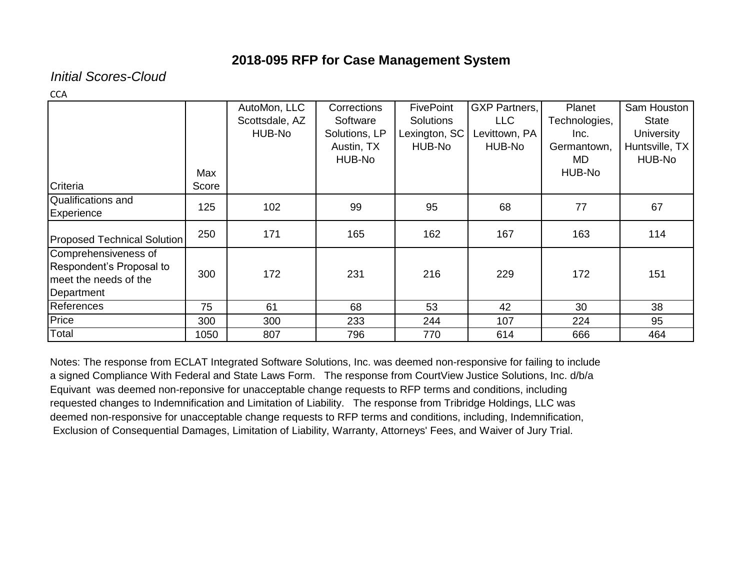# 2018-095 RFP for Case Management System

*Initial Scores-Cloud*

CCA

| Criteria | Max Score | AutoMon, LLC Scottsdale, AZ HUB-No | Corrections Software Solutions, LP Austin, TX HUB-No | FivePoint Solutions Lexington, SC HUB-No | GXP Partners, LLC Levittown, PA HUB-No | Planet Technologies, Inc. Germantown, MD HUB-No | Sam Houston State University Huntsville, TX HUB-No |
|---|---|---|---|---|---|---|---|
| Qualifications and Experience | 125 | 102 | 99 | 95 | 68 | 77 | 67 |
| Proposed Technical Solution | 250 | 171 | 165 | 162 | 167 | 163 | 114 |
| Comprehensiveness of Respondent's Proposal to meet the needs of the Department | 300 | 172 | 231 | 216 | 229 | 172 | 151 |
| References | 75 | 61 | 68 | 53 | 42 | 30 | 38 |
| Price | 300 | 300 | 233 | 244 | 107 | 224 | 95 |
| Total | 1050 | 807 | 796 | 770 | 614 | 666 | 464 |

Notes: The response from ECLAT Integrated Software Solutions, Inc. was deemed non-responsive for failing to include a signed Compliance With Federal and State Laws Form. The response from CourtView Justice Solutions, Inc. d/b/a Equivant was deemed non-reponsive for unacceptable change requests to RFP terms and conditions, including requested changes to Indemnification and Limitation of Liability. The response from Tribridge Holdings, LLC was deemed non-responsive for unacceptable change requests to RFP terms and conditions, including, Indemnification, Exclusion of Consequential Damages, Limitation of Liability, Warranty, Attorneys' Fees, and Waiver of Jury Trial.